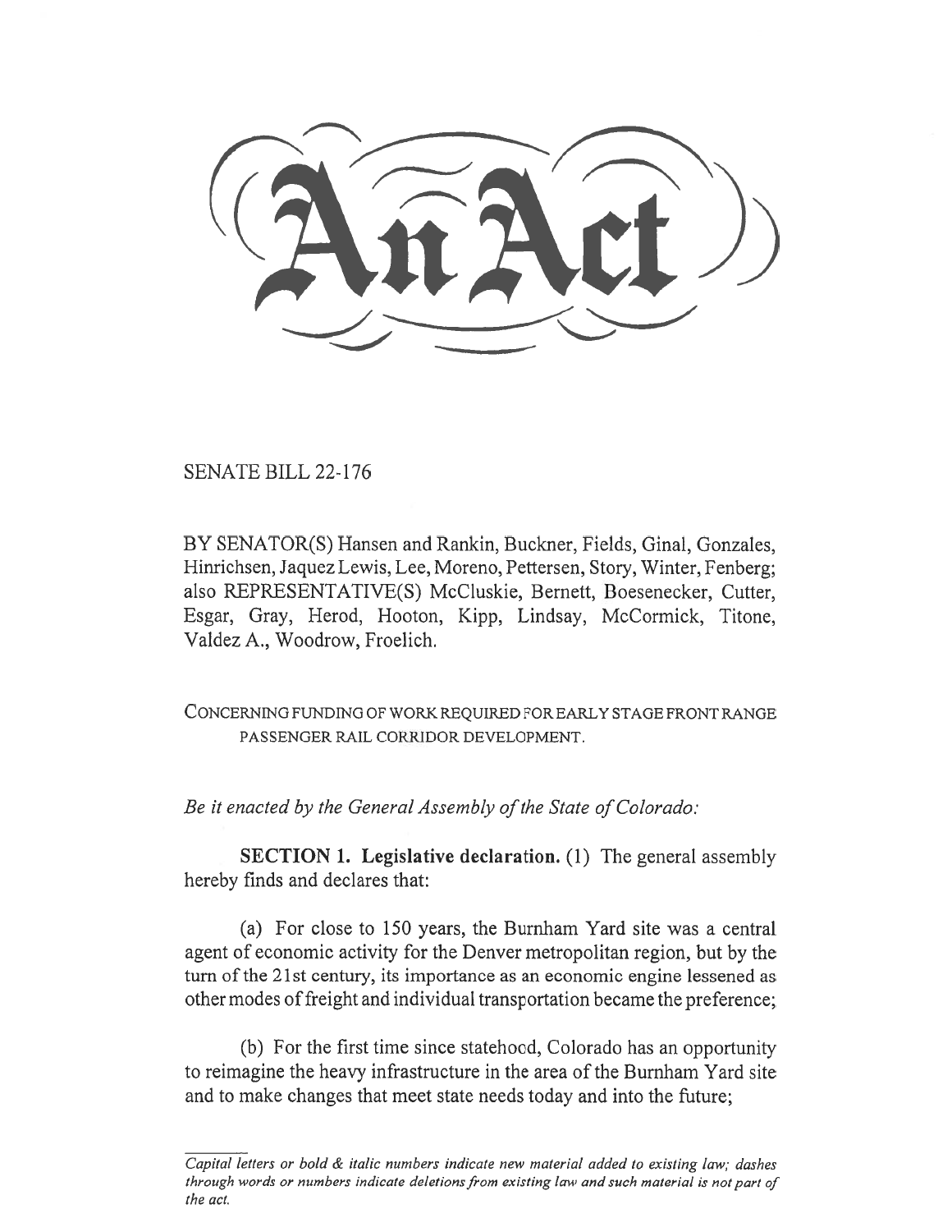# An Act

SENATE BILL 22-176

BY SENATOR(S) Hansen and Rankin, Buckner, Fields, Ginal, Gonzales, Hinrichsen, Jaquez Lewis, Lee, Moreno, Pettersen, Story, Winter, Fenberg; also REPRESENTATIVE(S) McCluskie, Bernett, Boesenecker, Cutter, Esgar, Gray, Herod, Hooton, Kipp, Lindsay, McCormick, Titone, Valdez A., Woodrow, Froelich.

CONCERNING FUNDING OF WORK REQUIRED FOR EARLY STAGE FRONT RANGE PASSENGER RAIL CORRIDOR DEVELOPMENT.

*Be it enacted by the General Assembly of the State of Colorado:*

**SECTION 1. Legislative declaration.** (1) The general assembly hereby finds and declares that:

(a) For close to 150 years, the Burnham Yard site was a central agent of economic activity for the Denver metropolitan region, but by the turn of the 21st century, its importance as an economic engine lessened as other modes of freight and individual transportation became the preference;

(b) For the first time since statehood, Colorado has an opportunity to reimagine the heavy infrastructure in the area of the Burnham Yard site and to make changes that meet state needs today and into the future;

*Capital letters or bold & italic numbers indicate new material added to existing law; dashes through words or numbers indicate deletions from existing law and such material is not part of the act.*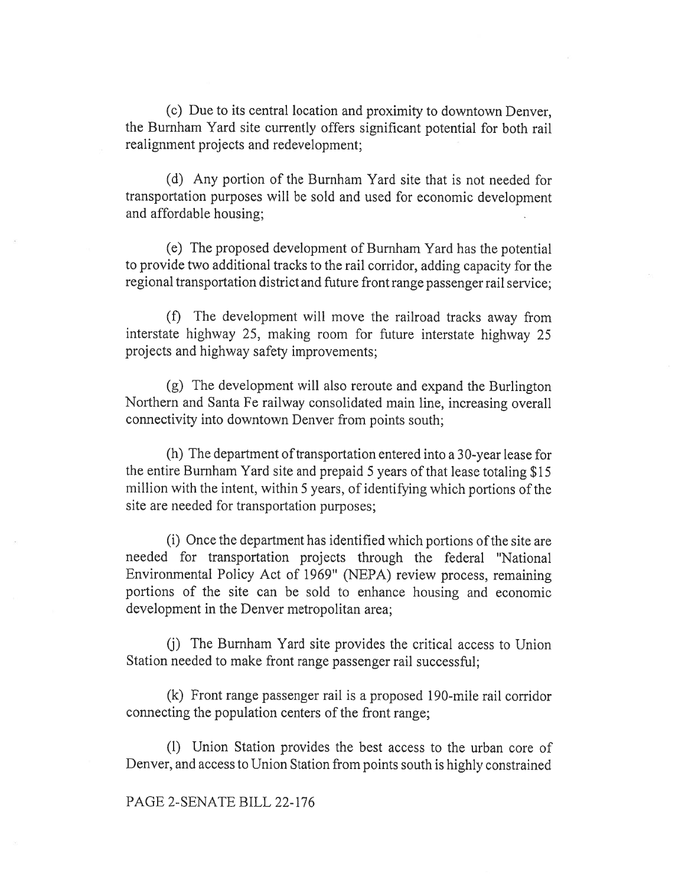(c) Due to its central location and proximity to downtown Denver, the Burnham Yard site currently offers significant potential for both rail realignment projects and redevelopment;

(d) Any portion of the Burnham Yard site that is not needed for transportation purposes will be sold and used for economic development and affordable housing;

(e) The proposed development of Burnham Yard has the potential to provide two additional tracks to the rail corridor, adding capacity for the regional transportation district and future front range passenger rail service;

(f) The development will move the railroad tracks away from interstate highway 25, making room for future interstate highway 25 projects and highway safety improvements;

(g) The development will also reroute and expand the Burlington Northern and Santa Fe railway consolidated main line, increasing overall connectivity into downtown Denver from points south;

(h) The department of transportation entered into a 30-year lease for the entire Burnham Yard site and prepaid 5 years of that lease totaling $15 million with the intent, within 5 years, of identifying which portions of the site are needed for transportation purposes;

(i) Once the department has identified which portions of the site are needed for transportation projects through the federal "National Environmental Policy Act of 1969" (NEPA) review process, remaining portions of the site can be sold to enhance housing and economic development in the Denver metropolitan area;

(j) The Burnham Yard site provides the critical access to Union Station needed to make front range passenger rail successful;

(k) Front range passenger rail is a proposed 190-mile rail corridor connecting the population centers of the front range;

(l) Union Station provides the best access to the urban core of Denver, and access to Union Station from points south is highly constrained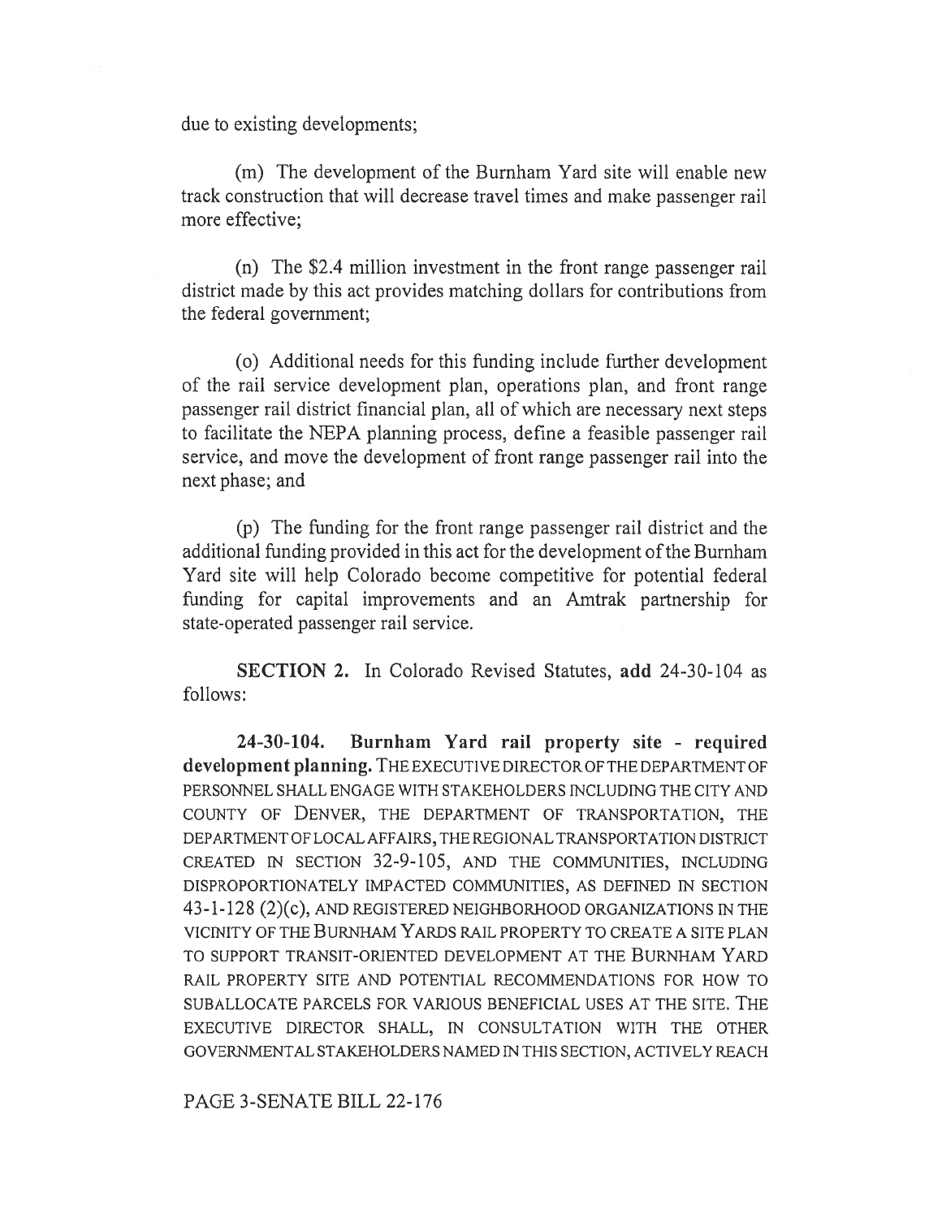due to existing developments;

(m) The development of the Burnham Yard site will enable new track construction that will decrease travel times and make passenger rail more effective;

(n) The $2.4 million investment in the front range passenger rail district made by this act provides matching dollars for contributions from the federal government;

(o) Additional needs for this funding include further development of the rail service development plan, operations plan, and front range passenger rail district financial plan, all of which are necessary next steps to facilitate the NEPA planning process, define a feasible passenger rail service, and move the development of front range passenger rail into the next phase; and

(p) The funding for the front range passenger rail district and the additional funding provided in this act for the development of the Burnham Yard site will help Colorado become competitive for potential federal funding for capital improvements and an Amtrak partnership for state-operated passenger rail service.

**SECTION 2.** In Colorado Revised Statutes, **add** 24-30-104 as follows:

**24-30-104. Burnham Yard rail property site - required development planning.** THE EXECUTIVE DIRECTOR OF THE DEPARTMENT OF PERSONNEL SHALL ENGAGE WITH STAKEHOLDERS INCLUDING THE CITY AND COUNTY OF DENVER, THE DEPARTMENT OF TRANSPORTATION, THE DEPARTMENT OF LOCAL AFFAIRS, THE REGIONAL TRANSPORTATION DISTRICT CREATED IN SECTION 32-9-105, AND THE COMMUNITIES, INCLUDING DISPROPORTIONATELY IMPACTED COMMUNITIES, AS DEFINED IN SECTION 43-1-128 (2)(c), AND REGISTERED NEIGHBORHOOD ORGANIZATIONS IN THE VICINITY OF THE BURNHAM YARDS RAIL PROPERTY TO CREATE A SITE PLAN TO SUPPORT TRANSIT-ORIENTED DEVELOPMENT AT THE BURNHAM YARD RAIL PROPERTY SITE AND POTENTIAL RECOMMENDATIONS FOR HOW TO SUBALLOCATE PARCELS FOR VARIOUS BENEFICIAL USES AT THE SITE. THE EXECUTIVE DIRECTOR SHALL, IN CONSULTATION WITH THE OTHER GOVERNMENTAL STAKEHOLDERS NAMED IN THIS SECTION, ACTIVELY REACH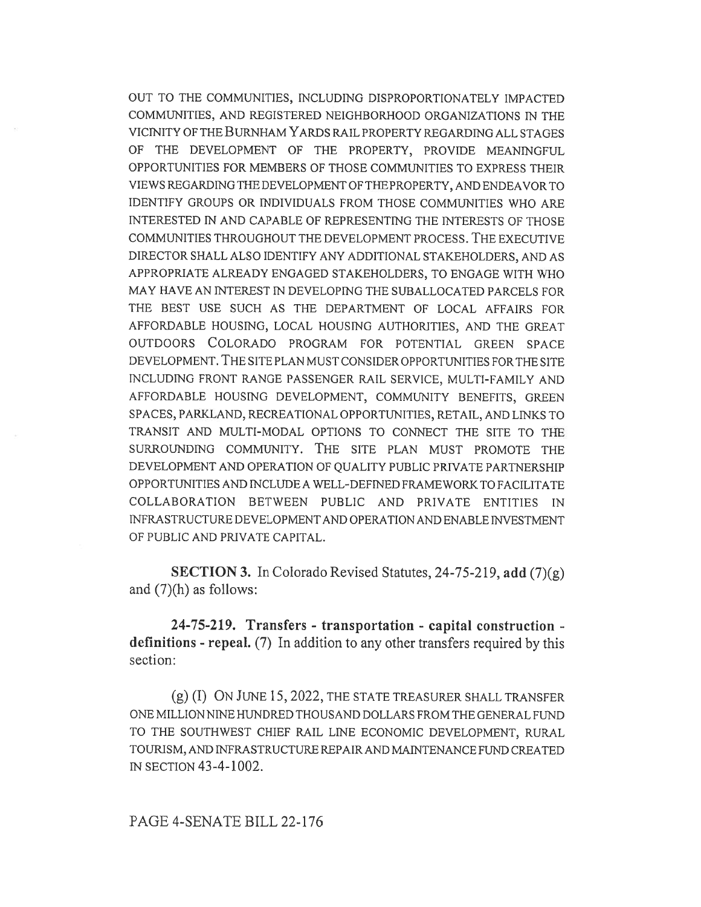OUT TO THE COMMUNITIES, INCLUDING DISPROPORTIONATELY IMPACTED COMMUNITIES, AND REGISTERED NEIGHBORHOOD ORGANIZATIONS IN THE VICINITY OF THE BURNHAM YARDS RAIL PROPERTY REGARDING ALL STAGES OF THE DEVELOPMENT OF THE PROPERTY, PROVIDE MEANINGFUL OPPORTUNITIES FOR MEMBERS OF THOSE COMMUNITIES TO EXPRESS THEIR VIEWS REGARDING THE DEVELOPMENT OF THE PROPERTY, AND ENDEAVOR TO IDENTIFY GROUPS OR INDIVIDUALS FROM THOSE COMMUNITIES WHO ARE INTERESTED IN AND CAPABLE OF REPRESENTING THE INTERESTS OF THOSE COMMUNITIES THROUGHOUT THE DEVELOPMENT PROCESS. THE EXECUTIVE DIRECTOR SHALL ALSO IDENTIFY ANY ADDITIONAL STAKEHOLDERS, AND AS APPROPRIATE ALREADY ENGAGED STAKEHOLDERS, TO ENGAGE WITH WHO MAY HAVE AN INTEREST IN DEVELOPING THE SUBALLOCATED PARCELS FOR THE BEST USE SUCH AS THE DEPARTMENT OF LOCAL AFFAIRS FOR AFFORDABLE HOUSING, LOCAL HOUSING AUTHORITIES, AND THE GREAT OUTDOORS COLORADO PROGRAM FOR POTENTIAL GREEN SPACE DEVELOPMENT. THE SITE PLAN MUST CONSIDER OPPORTUNITIES FOR THE SITE INCLUDING FRONT RANGE PASSENGER RAIL SERVICE, MULTI-FAMILY AND AFFORDABLE HOUSING DEVELOPMENT, COMMUNITY BENEFITS, GREEN SPACES, PARKLAND, RECREATIONAL OPPORTUNITIES, RETAIL, AND LINKS TO TRANSIT AND MULTI-MODAL OPTIONS TO CONNECT THE SITE TO THE SURROUNDING COMMUNITY. THE SITE PLAN MUST PROMOTE THE DEVELOPMENT AND OPERATION OF QUALITY PUBLIC PRIVATE PARTNERSHIP OPPORTUNITIES AND INCLUDE A WELL-DEFINED FRAMEWORK TO FACILITATE COLLABORATION BETWEEN PUBLIC AND PRIVATE ENTITIES IN INFRASTRUCTURE DEVELOPMENT AND OPERATION AND ENABLE INVESTMENT OF PUBLIC AND PRIVATE CAPITAL.

**SECTION 3.** In Colorado Revised Statutes, 24-75-219, **add** (7)(g) and (7)(h) as follows:

**24-75-219. Transfers - transportation - capital construction - definitions - repeal.** (7) In addition to any other transfers required by this section:

(g) (I) ON JUNE 15, 2022, THE STATE TREASURER SHALL TRANSFER ONE MILLION NINE HUNDRED THOUSAND DOLLARS FROM THE GENERAL FUND TO THE SOUTHWEST CHIEF RAIL LINE ECONOMIC DEVELOPMENT, RURAL TOURISM, AND INFRASTRUCTURE REPAIR AND MAINTENANCE FUND CREATED IN SECTION 43-4-1002.

PAGE 4-SENATE BILL 22-176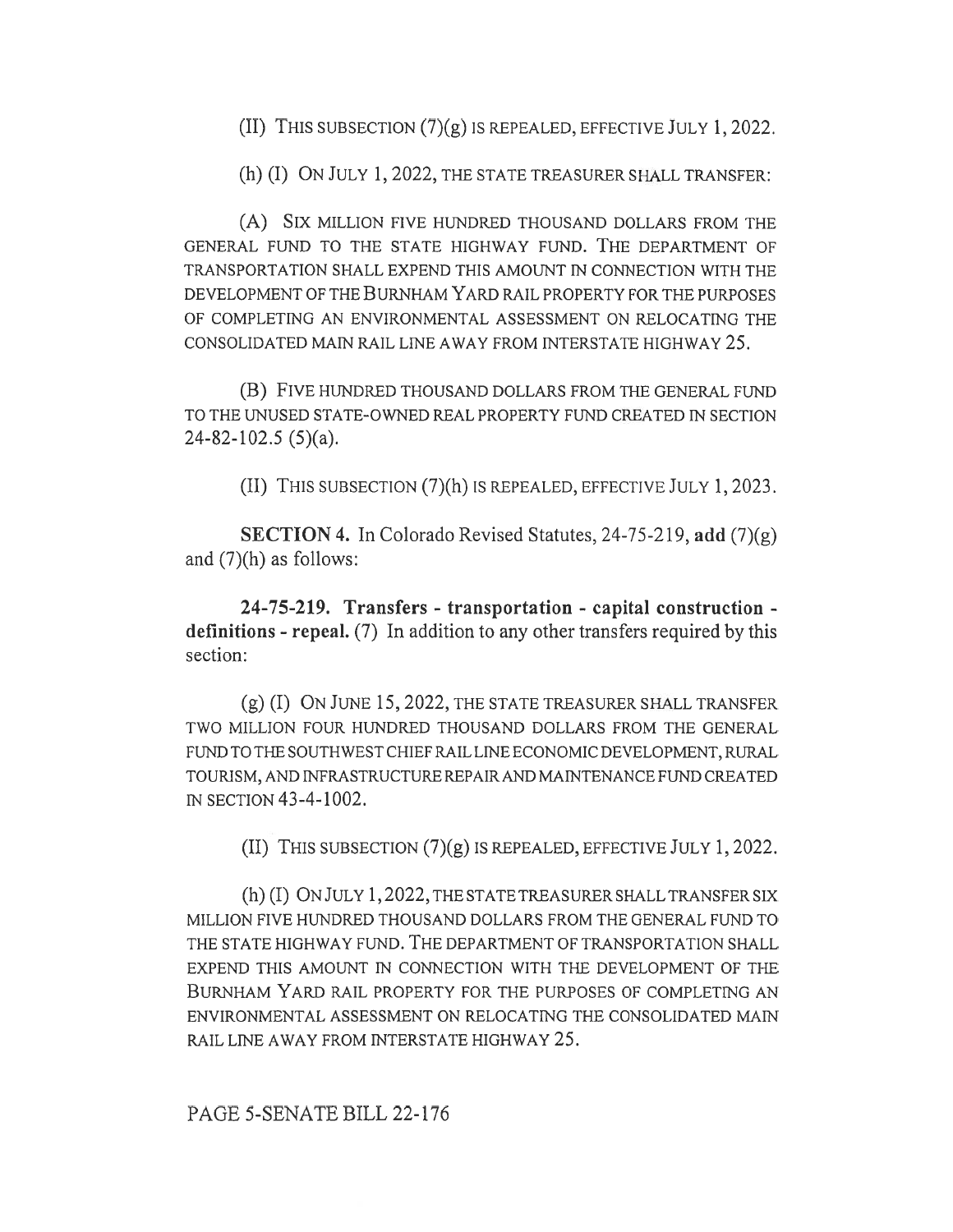(II) THIS SUBSECTION (7)(g) IS REPEALED, EFFECTIVE JULY 1, 2022.

(h) (I) ON JULY 1, 2022, THE STATE TREASURER SHALL TRANSFER:

(A) SIX MILLION FIVE HUNDRED THOUSAND DOLLARS FROM THE GENERAL FUND TO THE STATE HIGHWAY FUND. THE DEPARTMENT OF TRANSPORTATION SHALL EXPEND THIS AMOUNT IN CONNECTION WITH THE DEVELOPMENT OF THE BURNHAM YARD RAIL PROPERTY FOR THE PURPOSES OF COMPLETING AN ENVIRONMENTAL ASSESSMENT ON RELOCATING THE CONSOLIDATED MAIN RAIL LINE AWAY FROM INTERSTATE HIGHWAY 25.

(B) FIVE HUNDRED THOUSAND DOLLARS FROM THE GENERAL FUND TO THE UNUSED STATE-OWNED REAL PROPERTY FUND CREATED IN SECTION 24-82-102.5 (5)(a).

(II) THIS SUBSECTION (7)(h) IS REPEALED, EFFECTIVE JULY 1, 2023.

**SECTION 4.** In Colorado Revised Statutes, 24-75-219, **add** (7)(g) and (7)(h) as follows:

**24-75-219. Transfers - transportation - capital construction - definitions - repeal.** (7) In addition to any other transfers required by this section:

(g) (I) ON JUNE 15, 2022, THE STATE TREASURER SHALL TRANSFER TWO MILLION FOUR HUNDRED THOUSAND DOLLARS FROM THE GENERAL FUND TO THE SOUTHWEST CHIEF RAIL LINE ECONOMIC DEVELOPMENT, RURAL TOURISM, AND INFRASTRUCTURE REPAIR AND MAINTENANCE FUND CREATED IN SECTION 43-4-1002.

(II) THIS SUBSECTION (7)(g) IS REPEALED, EFFECTIVE JULY 1, 2022.

(h) (I) ON JULY 1, 2022, THE STATE TREASURER SHALL TRANSFER SIX MILLION FIVE HUNDRED THOUSAND DOLLARS FROM THE GENERAL FUND TO THE STATE HIGHWAY FUND. THE DEPARTMENT OF TRANSPORTATION SHALL EXPEND THIS AMOUNT IN CONNECTION WITH THE DEVELOPMENT OF THE BURNHAM YARD RAIL PROPERTY FOR THE PURPOSES OF COMPLETING AN ENVIRONMENTAL ASSESSMENT ON RELOCATING THE CONSOLIDATED MAIN RAIL LINE AWAY FROM INTERSTATE HIGHWAY 25.

PAGE 5-SENATE BILL 22-176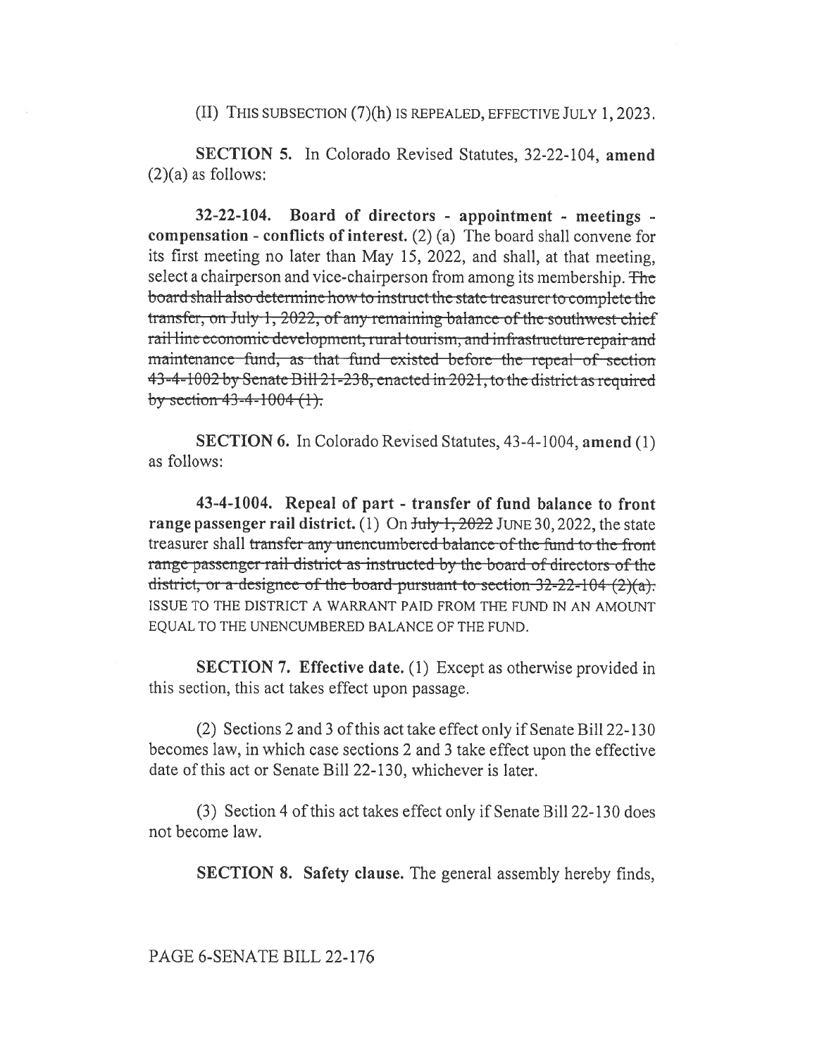(II) THIS SUBSECTION (7)(h) IS REPEALED, EFFECTIVE JULY 1, 2023.

**SECTION 5.** In Colorado Revised Statutes, 32-22-104, **amend** (2)(a) as follows:

**32-22-104. Board of directors - appointment - meetings - compensation - conflicts of interest.** (2) (a) The board shall convene for its first meeting no later than May 15, 2022, and shall, at that meeting, select a chairperson and vice-chairperson from among its membership. ~~The board shall also determine how to instruct the state treasurer to complete the transfer, on July 1, 2022, of any remaining balance of the southwest chief rail line economic development, rural tourism, and infrastructure repair and maintenance fund, as that fund existed before the repeal of section 43-4-1002 by Senate Bill 21-238, enacted in 2021, to the district as required by section 43-4-1004 (1).~~

**SECTION 6.** In Colorado Revised Statutes, 43-4-1004, **amend** (1) as follows:

**43-4-1004. Repeal of part - transfer of fund balance to front range passenger rail district.** (1) On ~~July 1, 2022~~ JUNE 30, 2022, the state treasurer shall ~~transfer any unencumbered balance of the fund to the front range passenger rail district as instructed by the board of directors of the district, or a designee of the board pursuant to section 32-22-104 (2)(a).~~ ISSUE TO THE DISTRICT A WARRANT PAID FROM THE FUND IN AN AMOUNT EQUAL TO THE UNENCUMBERED BALANCE OF THE FUND.

**SECTION 7. Effective date.** (1) Except as otherwise provided in this section, this act takes effect upon passage.

(2) Sections 2 and 3 of this act take effect only if Senate Bill 22-130 becomes law, in which case sections 2 and 3 take effect upon the effective date of this act or Senate Bill 22-130, whichever is later.

(3) Section 4 of this act takes effect only if Senate Bill 22-130 does not become law.

**SECTION 8. Safety clause.** The general assembly hereby finds,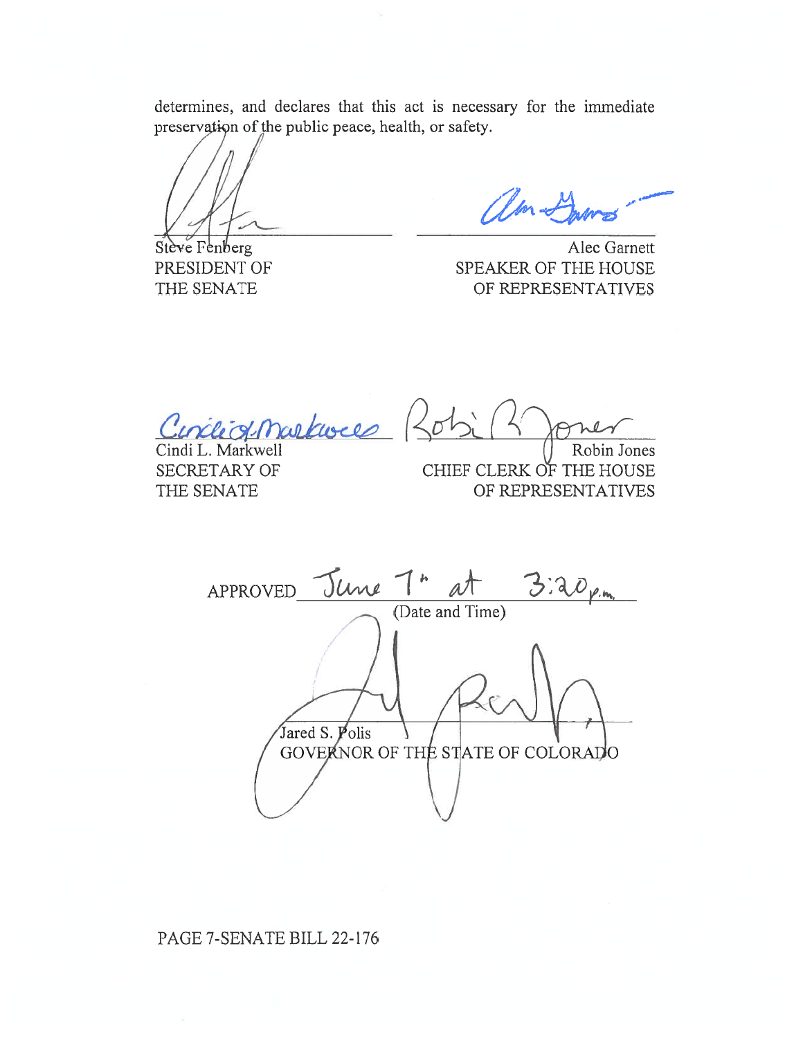determines, and declares that this act is necessary for the immediate preservation of the public peace, health, or safety.

Steve Fenberg
PRESIDENT OF
THE SENATE

Alec Garnett
SPEAKER OF THE HOUSE
OF REPRESENTATIVES

Cindi L. Markwell
SECRETARY OF
THE SENATE

Robin Jones
CHIEF CLERK OF THE HOUSE
OF REPRESENTATIVES

APPROVED June 7th at 3:20 p.m.
(Date and Time)

Jared S. Polis
GOVERNOR OF THE STATE OF COLORADO

PAGE 7-SENATE BILL 22-176